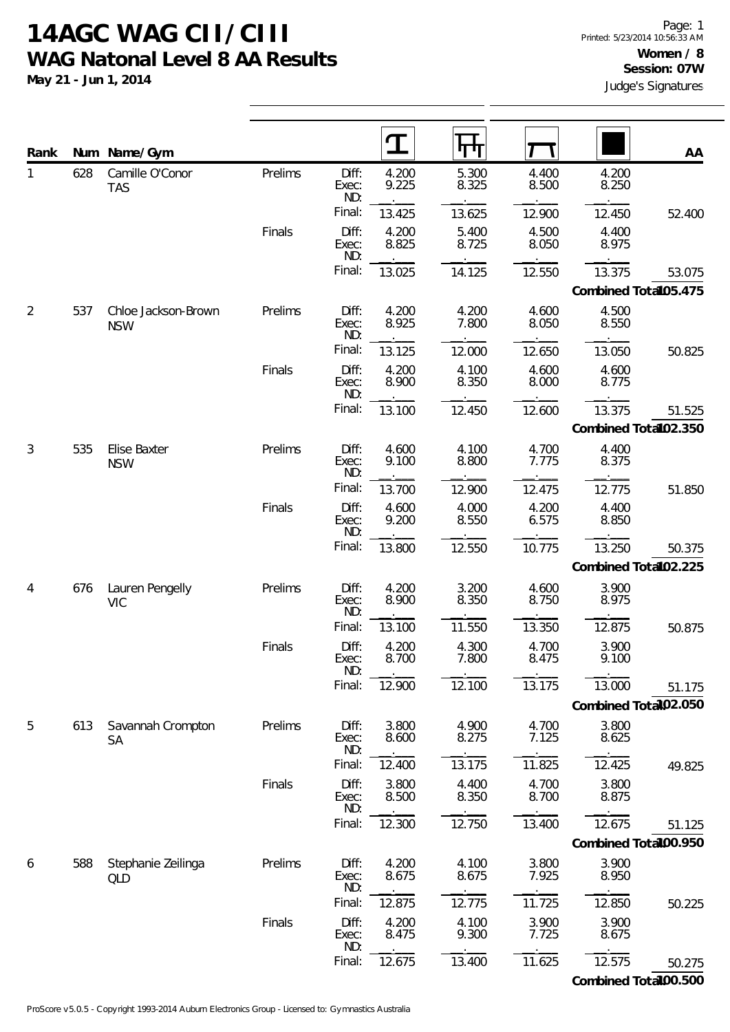# 14AGC WAG CII/CIII

## WAG Natonal Level 8 AA Results

**May 21 - Jun 1, 2014**

Page: 1
Printed: 5/23/2014 10:56:33 AM

**Women / 8**
**Session: 07W**
Judge's Signatures

| Rank | Num | Name/Gym | | | Vault | Bars | Beam | Floor | AA |
|---|---|---|---|---|---|---|---|---|---|
| 1 | 628 | Camille O'Conor TAS | Prelims | Diff: | 4.200 | 5.300 | 4.400 | 4.200 | |
| | | | | Exec: | 9.225 | 8.325 | 8.500 | 8.250 | |
| | | | | ND: | . | . | . | . | |
| | | | | Final: | 13.425 | 13.625 | 12.900 | 12.450 | 52.400 |
| | | | Finals | Diff: | 4.200 | 5.400 | 4.500 | 4.400 | |
| | | | | Exec: | 8.825 | 8.725 | 8.050 | 8.975 | |
| | | | | ND: | . | . | . | . | |
| | | | | Final: | 13.025 | 14.125 | 12.550 | 13.375 | 53.075 |
| | | | | | | | | Combined Total | 105.475 |
| 2 | 537 | Chloe Jackson-Brown NSW | Prelims | Diff: | 4.200 | 4.200 | 4.600 | 4.500 | |
| | | | | Exec: | 8.925 | 7.800 | 8.050 | 8.550 | |
| | | | | ND: | . | . | . | . | |
| | | | | Final: | 13.125 | 12.000 | 12.650 | 13.050 | 50.825 |
| | | | Finals | Diff: | 4.200 | 4.100 | 4.600 | 4.600 | |
| | | | | Exec: | 8.900 | 8.350 | 8.000 | 8.775 | |
| | | | | ND: | . | . | . | . | |
| | | | | Final: | 13.100 | 12.450 | 12.600 | 13.375 | 51.525 |
| | | | | | | | | Combined Total | 102.350 |
| 3 | 535 | Elise Baxter NSW | Prelims | Diff: | 4.600 | 4.100 | 4.700 | 4.400 | |
| | | | | Exec: | 9.100 | 8.800 | 7.775 | 8.375 | |
| | | | | ND: | . | . | . | . | |
| | | | | Final: | 13.700 | 12.900 | 12.475 | 12.775 | 51.850 |
| | | | Finals | Diff: | 4.600 | 4.000 | 4.200 | 4.400 | |
| | | | | Exec: | 9.200 | 8.550 | 6.575 | 8.850 | |
| | | | | ND: | . | . | . | . | |
| | | | | Final: | 13.800 | 12.550 | 10.775 | 13.250 | 50.375 |
| | | | | | | | | Combined Total | 102.225 |
| 4 | 676 | Lauren Pengelly VIC | Prelims | Diff: | 4.200 | 3.200 | 4.600 | 3.900 | |
| | | | | Exec: | 8.900 | 8.350 | 8.750 | 8.975 | |
| | | | | ND: | . | . | . | . | |
| | | | | Final: | 13.100 | 11.550 | 13.350 | 12.875 | 50.875 |
| | | | Finals | Diff: | 4.200 | 4.300 | 4.700 | 3.900 | |
| | | | | Exec: | 8.700 | 7.800 | 8.475 | 9.100 | |
| | | | | ND: | . | . | . | . | |
| | | | | Final: | 12.900 | 12.100 | 13.175 | 13.000 | 51.175 |
| | | | | | | | | Combined Total | 102.050 |
| 5 | 613 | Savannah Crompton SA | Prelims | Diff: | 3.800 | 4.900 | 4.700 | 3.800 | |
| | | | | Exec: | 8.600 | 8.275 | 7.125 | 8.625 | |
| | | | | ND: | . | . | . | . | |
| | | | | Final: | 12.400 | 13.175 | 11.825 | 12.425 | 49.825 |
| | | | Finals | Diff: | 3.800 | 4.400 | 4.700 | 3.800 | |
| | | | | Exec: | 8.500 | 8.350 | 8.700 | 8.875 | |
| | | | | ND: | . | . | . | . | |
| | | | | Final: | 12.300 | 12.750 | 13.400 | 12.675 | 51.125 |
| | | | | | | | | Combined Total | 100.950 |
| 6 | 588 | Stephanie Zeilinga QLD | Prelims | Diff: | 4.200 | 4.100 | 3.800 | 3.900 | |
| | | | | Exec: | 8.675 | 8.675 | 7.925 | 8.950 | |
| | | | | ND: | . | . | . | . | |
| | | | | Final: | 12.875 | 12.775 | 11.725 | 12.850 | 50.225 |
| | | | Finals | Diff: | 4.200 | 4.100 | 3.900 | 3.900 | |
| | | | | Exec: | 8.475 | 9.300 | 7.725 | 8.675 | |
| | | | | ND: | . | . | . | . | |
| | | | | Final: | 12.675 | 13.400 | 11.625 | 12.575 | 50.275 |
| | | | | | | | | Combined Total | 100.500 |

ProScore v5.0.5 - Copyright 1993-2014 Auburn Electronics Group - Licensed to: Gymnastics Australia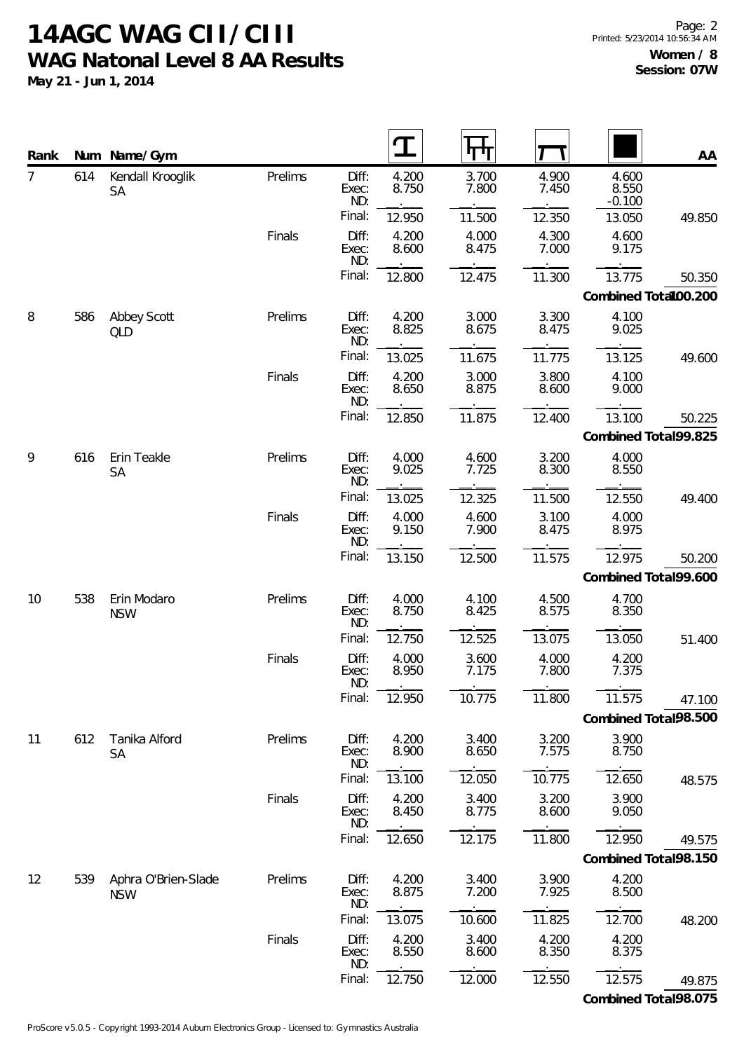# 14AGC WAG CII/CIII

## WAG Natonal Level 8 AA Results

**May 21 - Jun 1, 2014**

**Women / 8**
**Session: 07W**

| Rank | Num | Name/Gym | | | Vault | Bars | Beam | Floor | AA |
|---|---|---|---|---|---|---|---|---|---|
| 7 | 614 | Kendall Krooglik SA | Prelims | Diff: | 4.200 | 3.700 | 4.900 | 4.600 | |
| | | | | Exec: | 8.750 | 7.800 | 7.450 | 8.550 | |
| | | | | ND: | | | | -0.100 | |
| | | | | Final: | 12.950 | 11.500 | 12.350 | 13.050 | 49.850 |
| | | | Finals | Diff: | 4.200 | 4.000 | 4.300 | 4.600 | |
| | | | | Exec: | 8.600 | 8.475 | 7.000 | 9.175 | |
| | | | | ND: | | | | | |
| | | | | Final: | 12.800 | 12.475 | 11.300 | 13.775 | 50.350 |
| | | | | | | | | Combined Total | 100.200 |
| 8 | 586 | Abbey Scott QLD | Prelims | Diff: | 4.200 | 3.000 | 3.300 | 4.100 | |
| | | | | Exec: | 8.825 | 8.675 | 8.475 | 9.025 | |
| | | | | ND: | | | | | |
| | | | | Final: | 13.025 | 11.675 | 11.775 | 13.125 | 49.600 |
| | | | Finals | Diff: | 4.200 | 3.000 | 3.800 | 4.100 | |
| | | | | Exec: | 8.650 | 8.875 | 8.600 | 9.000 | |
| | | | | ND: | | | | | |
| | | | | Final: | 12.850 | 11.875 | 12.400 | 13.100 | 50.225 |
| | | | | | | | | Combined Total | 99.825 |
| 9 | 616 | Erin Teakle SA | Prelims | Diff: | 4.000 | 4.600 | 3.200 | 4.000 | |
| | | | | Exec: | 9.025 | 7.725 | 8.300 | 8.550 | |
| | | | | ND: | | | | | |
| | | | | Final: | 13.025 | 12.325 | 11.500 | 12.550 | 49.400 |
| | | | Finals | Diff: | 4.000 | 4.600 | 3.100 | 4.000 | |
| | | | | Exec: | 9.150 | 7.900 | 8.475 | 8.975 | |
| | | | | ND: | | | | | |
| | | | | Final: | 13.150 | 12.500 | 11.575 | 12.975 | 50.200 |
| | | | | | | | | Combined Total | 99.600 |
| 10 | 538 | Erin Modaro NSW | Prelims | Diff: | 4.000 | 4.100 | 4.500 | 4.700 | |
| | | | | Exec: | 8.750 | 8.425 | 8.575 | 8.350 | |
| | | | | ND: | | | | | |
| | | | | Final: | 12.750 | 12.525 | 13.075 | 13.050 | 51.400 |
| | | | Finals | Diff: | 4.000 | 3.600 | 4.000 | 4.200 | |
| | | | | Exec: | 8.950 | 7.175 | 7.800 | 7.375 | |
| | | | | ND: | | | | | |
| | | | | Final: | 12.950 | 10.775 | 11.800 | 11.575 | 47.100 |
| | | | | | | | | Combined Total | 98.500 |
| 11 | 612 | Tanika Alford SA | Prelims | Diff: | 4.200 | 3.400 | 3.200 | 3.900 | |
| | | | | Exec: | 8.900 | 8.650 | 7.575 | 8.750 | |
| | | | | ND: | | | | | |
| | | | | Final: | 13.100 | 12.050 | 10.775 | 12.650 | 48.575 |
| | | | Finals | Diff: | 4.200 | 3.400 | 3.200 | 3.900 | |
| | | | | Exec: | 8.450 | 8.775 | 8.600 | 9.050 | |
| | | | | ND: | | | | | |
| | | | | Final: | 12.650 | 12.175 | 11.800 | 12.950 | 49.575 |
| | | | | | | | | Combined Total | 98.150 |
| 12 | 539 | Aphra O'Brien-Slade NSW | Prelims | Diff: | 4.200 | 3.400 | 3.900 | 4.200 | |
| | | | | Exec: | 8.875 | 7.200 | 7.925 | 8.500 | |
| | | | | ND: | | | | | |
| | | | | Final: | 13.075 | 10.600 | 11.825 | 12.700 | 48.200 |
| | | | Finals | Diff: | 4.200 | 3.400 | 4.200 | 4.200 | |
| | | | | Exec: | 8.550 | 8.600 | 8.350 | 8.375 | |
| | | | | ND: | | | | | |
| | | | | Final: | 12.750 | 12.000 | 12.550 | 12.575 | 49.875 |
| | | | | | | | | Combined Total | 98.075 |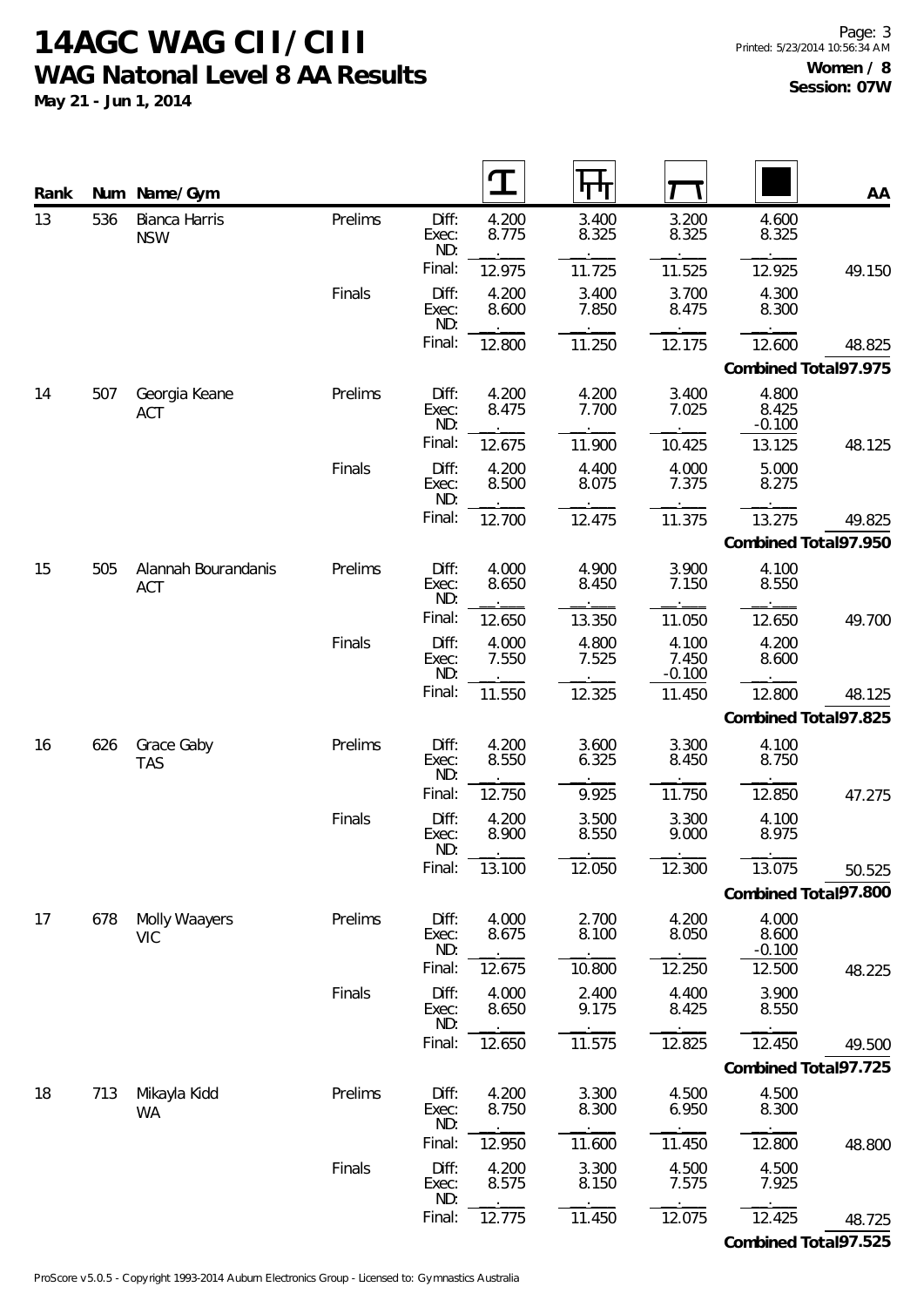# 14AGC WAG CII/CIII

## WAG Natonal Level 8 AA Results

**May 21 - Jun 1, 2014**

**Women / 8**
**Session: 07W**

| Rank | Num | Name/Gym | | | Vault | Bars | Beam | Floor | AA |
|---|---|---|---|---|---|---|---|---|---|
| 13 | 536 | Bianca Harris NSW | Prelims | Diff: | 4.200 | 3.400 | 3.200 | 4.600 | |
| | | | | Exec: | 8.775 | 8.325 | 8.325 | 8.325 | |
| | | | | ND: | . | . | . | . | |
| | | | | Final: | 12.975 | 11.725 | 11.525 | 12.925 | 49.150 |
| | | | Finals | Diff: | 4.200 | 3.400 | 3.700 | 4.300 | |
| | | | | Exec: | 8.600 | 7.850 | 8.475 | 8.300 | |
| | | | | ND: | . | . | . | . | |
| | | | | Final: | 12.800 | 11.250 | 12.175 | 12.600 | 48.825 |
| | | | | | | | | Combined Total | 97.975 |
| 14 | 507 | Georgia Keane ACT | Prelims | Diff: | 4.200 | 4.200 | 3.400 | 4.800 | |
| | | | | Exec: | 8.475 | 7.700 | 7.025 | 8.425 | |
| | | | | ND: | . | . | . | -0.100 | |
| | | | | Final: | 12.675 | 11.900 | 10.425 | 13.125 | 48.125 |
| | | | Finals | Diff: | 4.200 | 4.400 | 4.000 | 5.000 | |
| | | | | Exec: | 8.500 | 8.075 | 7.375 | 8.275 | |
| | | | | ND: | . | . | . | . | |
| | | | | Final: | 12.700 | 12.475 | 11.375 | 13.275 | 49.825 |
| | | | | | | | | Combined Total | 97.950 |
| 15 | 505 | Alannah Bourandanis ACT | Prelims | Diff: | 4.000 | 4.900 | 3.900 | 4.100 | |
| | | | | Exec: | 8.650 | 8.450 | 7.150 | 8.550 | |
| | | | | ND: | . | . | . | . | |
| | | | | Final: | 12.650 | 13.350 | 11.050 | 12.650 | 49.700 |
| | | | Finals | Diff: | 4.000 | 4.800 | 4.100 | 4.200 | |
| | | | | Exec: | 7.550 | 7.525 | 7.450 | 8.600 | |
| | | | | ND: | . | . | -0.100 | . | |
| | | | | Final: | 11.550 | 12.325 | 11.450 | 12.800 | 48.125 |
| | | | | | | | | Combined Total | 97.825 |
| 16 | 626 | Grace Gaby TAS | Prelims | Diff: | 4.200 | 3.600 | 3.300 | 4.100 | |
| | | | | Exec: | 8.550 | 6.325 | 8.450 | 8.750 | |
| | | | | ND: | . | . | . | . | |
| | | | | Final: | 12.750 | 9.925 | 11.750 | 12.850 | 47.275 |
| | | | Finals | Diff: | 4.200 | 3.500 | 3.300 | 4.100 | |
| | | | | Exec: | 8.900 | 8.550 | 9.000 | 8.975 | |
| | | | | ND: | . | . | . | . | |
| | | | | Final: | 13.100 | 12.050 | 12.300 | 13.075 | 50.525 |
| | | | | | | | | Combined Total | 97.800 |
| 17 | 678 | Molly Waayers VIC | Prelims | Diff: | 4.000 | 2.700 | 4.200 | 4.000 | |
| | | | | Exec: | 8.675 | 8.100 | 8.050 | 8.600 | |
| | | | | ND: | . | . | . | -0.100 | |
| | | | | Final: | 12.675 | 10.800 | 12.250 | 12.500 | 48.225 |
| | | | Finals | Diff: | 4.000 | 2.400 | 4.400 | 3.900 | |
| | | | | Exec: | 8.650 | 9.175 | 8.425 | 8.550 | |
| | | | | ND: | . | . | . | . | |
| | | | | Final: | 12.650 | 11.575 | 12.825 | 12.450 | 49.500 |
| | | | | | | | | Combined Total | 97.725 |
| 18 | 713 | Mikayla Kidd WA | Prelims | Diff: | 4.200 | 3.300 | 4.500 | 4.500 | |
| | | | | Exec: | 8.750 | 8.300 | 6.950 | 8.300 | |
| | | | | ND: | . | . | . | . | |
| | | | | Final: | 12.950 | 11.600 | 11.450 | 12.800 | 48.800 |
| | | | Finals | Diff: | 4.200 | 3.300 | 4.500 | 4.500 | |
| | | | | Exec: | 8.575 | 8.150 | 7.575 | 7.925 | |
| | | | | ND: | . | . | . | . | |
| | | | | Final: | 12.775 | 11.450 | 12.075 | 12.425 | 48.725 |
| | | | | | | | | Combined Total | 97.525 |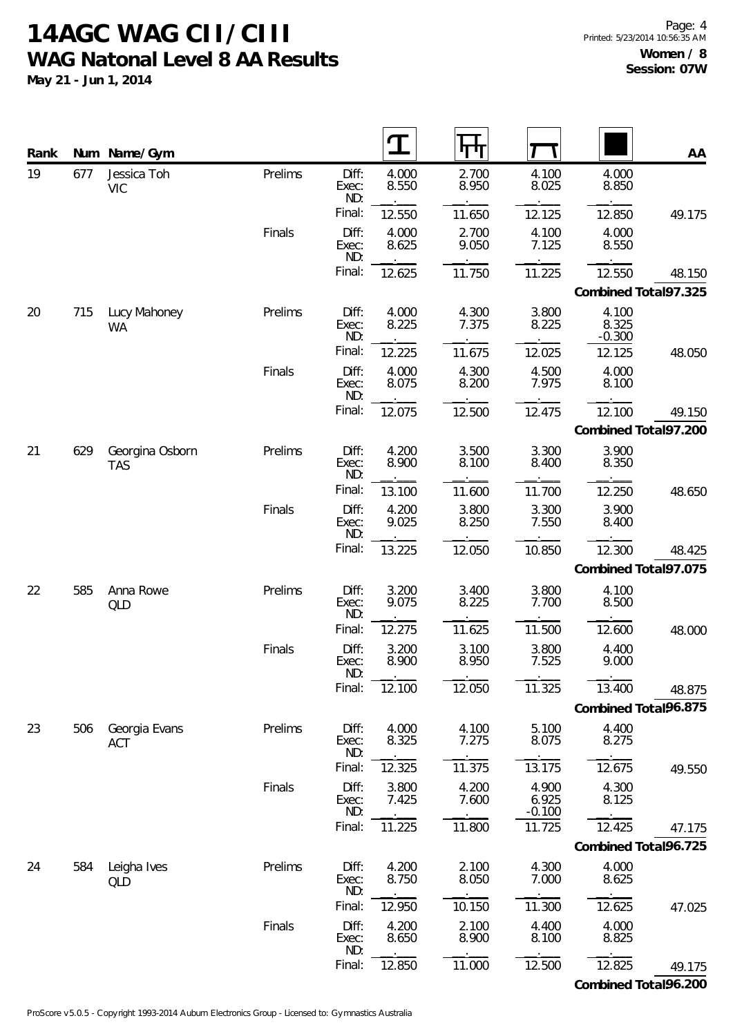# 14AGC WAG CII/CIII

## WAG Natonal Level 8 AA Results

**May 21 - Jun 1, 2014**

**Women / 8**
**Session: 07W**

| Rank | Num | Name/Gym | | | Vault | Bars | Beam | Floor | AA |
|---|---|---|---|---|---|---|---|---|---|
| 19 | 677 | Jessica Toh VIC | Prelims | Diff: | 4.000 | 2.700 | 4.100 | 4.000 | |
| | | | | Exec: | 8.550 | 8.950 | 8.025 | 8.850 | |
| | | | | ND: | . | . | . | . | |
| | | | | Final: | 12.550 | 11.650 | 12.125 | 12.850 | 49.175 |
| | | | Finals | Diff: | 4.000 | 2.700 | 4.100 | 4.000 | |
| | | | | Exec: | 8.625 | 9.050 | 7.125 | 8.550 | |
| | | | | ND: | . | . | . | . | |
| | | | | Final: | 12.625 | 11.750 | 11.225 | 12.550 | 48.150 |
| | | | | | | | | Combined Total | 97.325 |
| 20 | 715 | Lucy Mahoney WA | Prelims | Diff: | 4.000 | 4.300 | 3.800 | 4.100 | |
| | | | | Exec: | 8.225 | 7.375 | 8.225 | 8.325 | |
| | | | | ND: | . | . | . | -0.300 | |
| | | | | Final: | 12.225 | 11.675 | 12.025 | 12.125 | 48.050 |
| | | | Finals | Diff: | 4.000 | 4.300 | 4.500 | 4.000 | |
| | | | | Exec: | 8.075 | 8.200 | 7.975 | 8.100 | |
| | | | | ND: | . | . | . | . | |
| | | | | Final: | 12.075 | 12.500 | 12.475 | 12.100 | 49.150 |
| | | | | | | | | Combined Total | 97.200 |
| 21 | 629 | Georgina Osborn TAS | Prelims | Diff: | 4.200 | 3.500 | 3.300 | 3.900 | |
| | | | | Exec: | 8.900 | 8.100 | 8.400 | 8.350 | |
| | | | | ND: | . | . | . | . | |
| | | | | Final: | 13.100 | 11.600 | 11.700 | 12.250 | 48.650 |
| | | | Finals | Diff: | 4.200 | 3.800 | 3.300 | 3.900 | |
| | | | | Exec: | 9.025 | 8.250 | 7.550 | 8.400 | |
| | | | | ND: | . | . | . | . | |
| | | | | Final: | 13.225 | 12.050 | 10.850 | 12.300 | 48.425 |
| | | | | | | | | Combined Total | 97.075 |
| 22 | 585 | Anna Rowe QLD | Prelims | Diff: | 3.200 | 3.400 | 3.800 | 4.100 | |
| | | | | Exec: | 9.075 | 8.225 | 7.700 | 8.500 | |
| | | | | ND: | . | . | . | . | |
| | | | | Final: | 12.275 | 11.625 | 11.500 | 12.600 | 48.000 |
| | | | Finals | Diff: | 3.200 | 3.100 | 3.800 | 4.400 | |
| | | | | Exec: | 8.900 | 8.950 | 7.525 | 9.000 | |
| | | | | ND: | . | . | . | . | |
| | | | | Final: | 12.100 | 12.050 | 11.325 | 13.400 | 48.875 |
| | | | | | | | | Combined Total | 96.875 |
| 23 | 506 | Georgia Evans ACT | Prelims | Diff: | 4.000 | 4.100 | 5.100 | 4.400 | |
| | | | | Exec: | 8.325 | 7.275 | 8.075 | 8.275 | |
| | | | | ND: | . | . | . | . | |
| | | | | Final: | 12.325 | 11.375 | 13.175 | 12.675 | 49.550 |
| | | | Finals | Diff: | 3.800 | 4.200 | 4.900 | 4.300 | |
| | | | | Exec: | 7.425 | 7.600 | 6.925 | 8.125 | |
| | | | | ND: | . | . | -0.100 | . | |
| | | | | Final: | 11.225 | 11.800 | 11.725 | 12.425 | 47.175 |
| | | | | | | | | Combined Total | 96.725 |
| 24 | 584 | Leigha Ives QLD | Prelims | Diff: | 4.200 | 2.100 | 4.300 | 4.000 | |
| | | | | Exec: | 8.750 | 8.050 | 7.000 | 8.625 | |
| | | | | ND: | . | . | . | . | |
| | | | | Final: | 12.950 | 10.150 | 11.300 | 12.625 | 47.025 |
| | | | Finals | Diff: | 4.200 | 2.100 | 4.400 | 4.000 | |
| | | | | Exec: | 8.650 | 8.900 | 8.100 | 8.825 | |
| | | | | ND: | . | . | . | . | |
| | | | | Final: | 12.850 | 11.000 | 12.500 | 12.825 | 49.175 |
| | | | | | | | | Combined Total | 96.200 |

ProScore v5.0.5 - Copyright 1993-2014 Auburn Electronics Group - Licensed to: Gymnastics Australia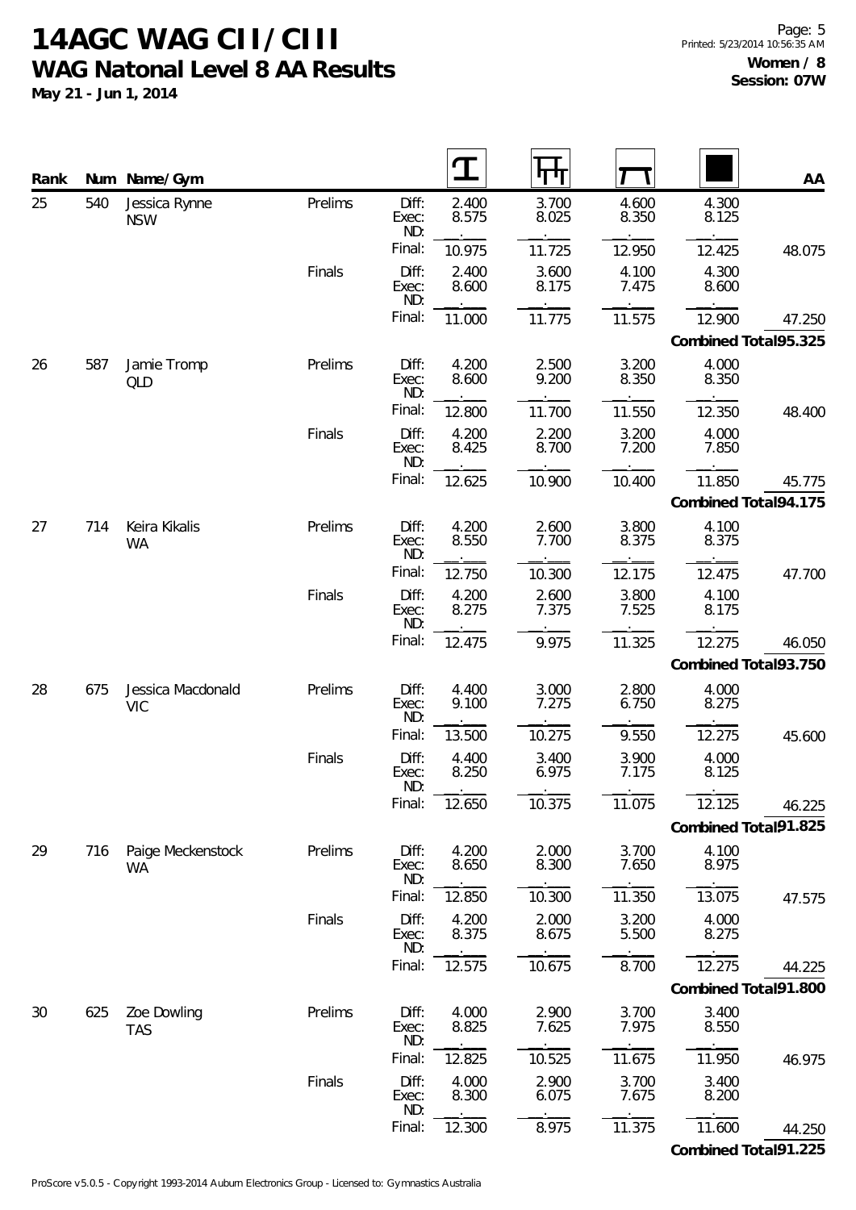# 14AGC WAG CII/CIII

## WAG Natonal Level 8 AA Results

**May 21 - Jun 1, 2014**

**Women / 8**
**Session: 07W**

| Rank | Num | Name/Gym | | | Vault | Bars | Beam | Floor | AA |
|---|---|---|---|---|---|---|---|---|---|
| 25 | 540 | Jessica Rynne NSW | Prelims | Diff: | 2.400 | 3.700 | 4.600 | 4.300 | |
| | | | | Exec: | 8.575 | 8.025 | 8.350 | 8.125 | |
| | | | | ND: | . | . | . | . | |
| | | | | Final: | 10.975 | 11.725 | 12.950 | 12.425 | 48.075 |
| | | | Finals | Diff: | 2.400 | 3.600 | 4.100 | 4.300 | |
| | | | | Exec: | 8.600 | 8.175 | 7.475 | 8.600 | |
| | | | | ND: | . | . | . | . | |
| | | | | Final: | 11.000 | 11.775 | 11.575 | 12.900 | 47.250 |
| | | | | | | | | Combined Total | 95.325 |
| 26 | 587 | Jamie Tromp QLD | Prelims | Diff: | 4.200 | 2.500 | 3.200 | 4.000 | |
| | | | | Exec: | 8.600 | 9.200 | 8.350 | 8.350 | |
| | | | | ND: | . | . | . | . | |
| | | | | Final: | 12.800 | 11.700 | 11.550 | 12.350 | 48.400 |
| | | | Finals | Diff: | 4.200 | 2.200 | 3.200 | 4.000 | |
| | | | | Exec: | 8.425 | 8.700 | 7.200 | 7.850 | |
| | | | | ND: | . | . | . | . | |
| | | | | Final: | 12.625 | 10.900 | 10.400 | 11.850 | 45.775 |
| | | | | | | | | Combined Total | 94.175 |
| 27 | 714 | Keira Kikalis WA | Prelims | Diff: | 4.200 | 2.600 | 3.800 | 4.100 | |
| | | | | Exec: | 8.550 | 7.700 | 8.375 | 8.375 | |
| | | | | ND: | . | . | . | . | |
| | | | | Final: | 12.750 | 10.300 | 12.175 | 12.475 | 47.700 |
| | | | Finals | Diff: | 4.200 | 2.600 | 3.800 | 4.100 | |
| | | | | Exec: | 8.275 | 7.375 | 7.525 | 8.175 | |
| | | | | ND: | . | . | . | . | |
| | | | | Final: | 12.475 | 9.975 | 11.325 | 12.275 | 46.050 |
| | | | | | | | | Combined Total | 93.750 |
| 28 | 675 | Jessica Macdonald VIC | Prelims | Diff: | 4.400 | 3.000 | 2.800 | 4.000 | |
| | | | | Exec: | 9.100 | 7.275 | 6.750 | 8.275 | |
| | | | | ND: | . | . | . | . | |
| | | | | Final: | 13.500 | 10.275 | 9.550 | 12.275 | 45.600 |
| | | | Finals | Diff: | 4.400 | 3.400 | 3.900 | 4.000 | |
| | | | | Exec: | 8.250 | 6.975 | 7.175 | 8.125 | |
| | | | | ND: | . | . | . | . | |
| | | | | Final: | 12.650 | 10.375 | 11.075 | 12.125 | 46.225 |
| | | | | | | | | Combined Total | 91.825 |
| 29 | 716 | Paige Meckenstock WA | Prelims | Diff: | 4.200 | 2.000 | 3.700 | 4.100 | |
| | | | | Exec: | 8.650 | 8.300 | 7.650 | 8.975 | |
| | | | | ND: | . | . | . | . | |
| | | | | Final: | 12.850 | 10.300 | 11.350 | 13.075 | 47.575 |
| | | | Finals | Diff: | 4.200 | 2.000 | 3.200 | 4.000 | |
| | | | | Exec: | 8.375 | 8.675 | 5.500 | 8.275 | |
| | | | | ND: | . | . | . | . | |
| | | | | Final: | 12.575 | 10.675 | 8.700 | 12.275 | 44.225 |
| | | | | | | | | Combined Total | 91.800 |
| 30 | 625 | Zoe Dowling TAS | Prelims | Diff: | 4.000 | 2.900 | 3.700 | 3.400 | |
| | | | | Exec: | 8.825 | 7.625 | 7.975 | 8.550 | |
| | | | | ND: | . | . | . | . | |
| | | | | Final: | 12.825 | 10.525 | 11.675 | 11.950 | 46.975 |
| | | | Finals | Diff: | 4.000 | 2.900 | 3.700 | 3.400 | |
| | | | | Exec: | 8.300 | 6.075 | 7.675 | 8.200 | |
| | | | | ND: | . | . | . | . | |
| | | | | Final: | 12.300 | 8.975 | 11.375 | 11.600 | 44.250 |
| | | | | | | | | Combined Total | 91.225 |

ProScore v5.0.5 - Copyright 1993-2014 Auburn Electronics Group - Licensed to: Gymnastics Australia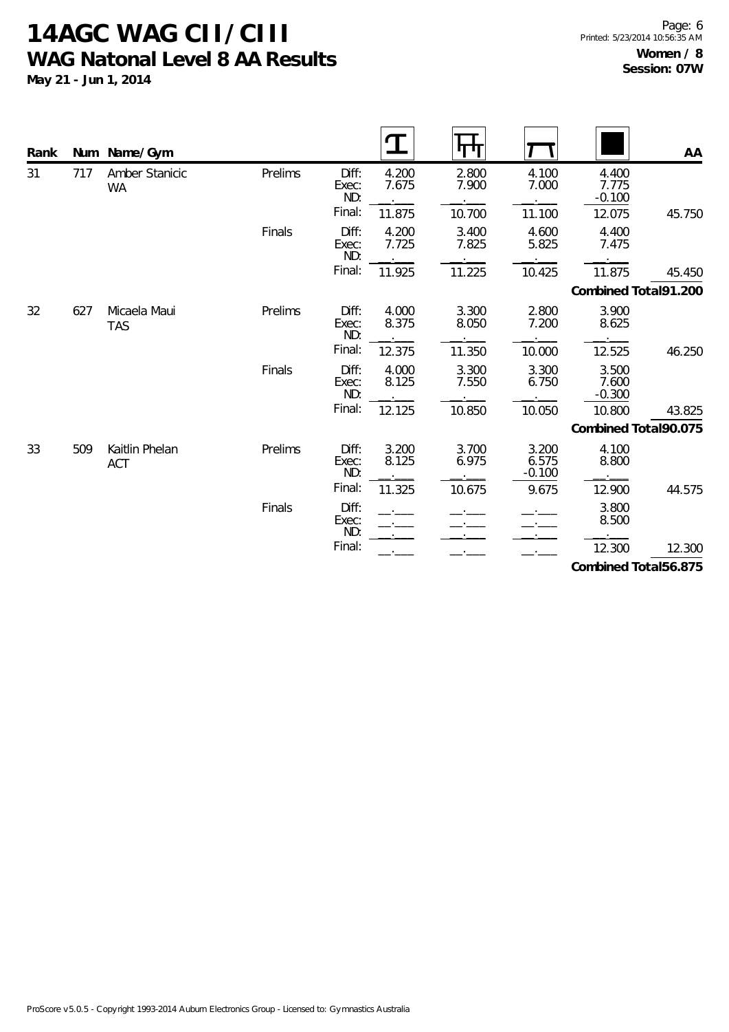# 14AGC WAG CII/CIII

## WAG Natonal Level 8 AA Results

**May 21 - Jun 1, 2014**

**Women / 8**
**Session: 07W**

| Rank | Num | Name/Gym | | | Vault | Bars | Beam | Floor | AA |
|---|---|---|---|---|---|---|---|---|---|
| 31 | 717 | Amber Stanicic WA | Prelims | Diff: | 4.200 | 2.800 | 4.100 | 4.400 | |
| | | | | Exec: | 7.675 | 7.900 | 7.000 | 7.775 | |
| | | | | ND: | __.___ | __.___ | __.___ | -0.100 | |
| | | | | Final: | 11.875 | 10.700 | 11.100 | 12.075 | 45.750 |
| | | | Finals | Diff: | 4.200 | 3.400 | 4.600 | 4.400 | |
| | | | | Exec: | 7.725 | 7.825 | 5.825 | 7.475 | |
| | | | | ND: | __.___ | __.___ | __.___ | __.___ | |
| | | | | Final: | 11.925 | 11.225 | 10.425 | 11.875 | 45.450 |
| | | | | | | | | Combined Total | 91.200 |
| 32 | 627 | Micaela Maui TAS | Prelims | Diff: | 4.000 | 3.300 | 2.800 | 3.900 | |
| | | | | Exec: | 8.375 | 8.050 | 7.200 | 8.625 | |
| | | | | ND: | __.___ | __.___ | __.___ | __.___ | |
| | | | | Final: | 12.375 | 11.350 | 10.000 | 12.525 | 46.250 |
| | | | Finals | Diff: | 4.000 | 3.300 | 3.300 | 3.500 | |
| | | | | Exec: | 8.125 | 7.550 | 6.750 | 7.600 | |
| | | | | ND: | __.___ | __.___ | __.___ | -0.300 | |
| | | | | Final: | 12.125 | 10.850 | 10.050 | 10.800 | 43.825 |
| | | | | | | | | Combined Total | 90.075 |
| 33 | 509 | Kaitlin Phelan ACT | Prelims | Diff: | 3.200 | 3.700 | 3.200 | 4.100 | |
| | | | | Exec: | 8.125 | 6.975 | 6.575 | 8.800 | |
| | | | | ND: | __.___ | __.___ | -0.100 | __.___ | |
| | | | | Final: | 11.325 | 10.675 | 9.675 | 12.900 | 44.575 |
| | | | Finals | Diff: | __.___ | __.___ | __.___ | 3.800 | |
| | | | | Exec: | __.___ | __.___ | __.___ | 8.500 | |
| | | | | ND: | __.___ | __.___ | __.___ | __.___ | |
| | | | | Final: | __.___ | __.___ | __.___ | 12.300 | 12.300 |
| | | | | | | | | Combined Total | 56.875 |

ProScore v5.0.5 - Copyright 1993-2014 Auburn Electronics Group - Licensed to: Gymnastics Australia